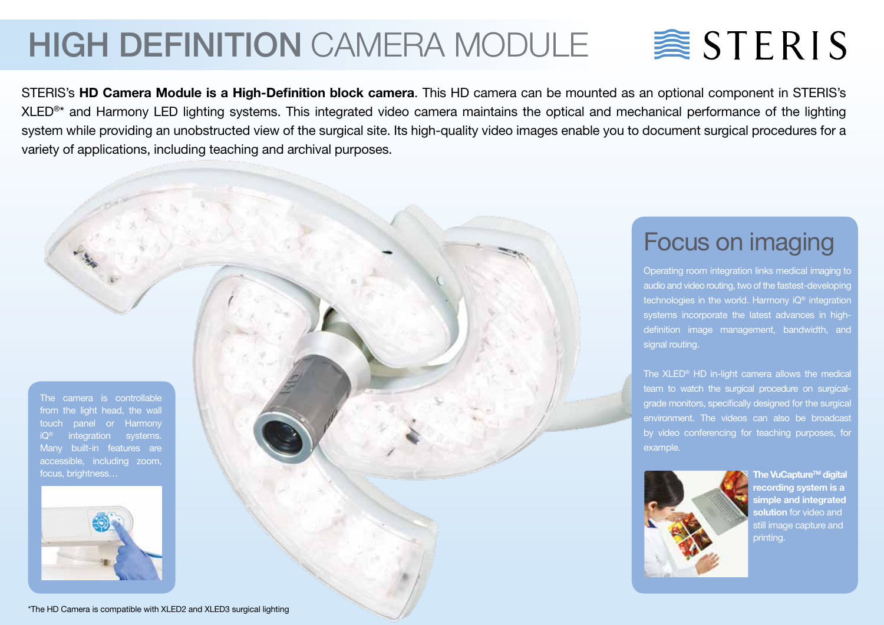# HIGH DEFINITION CAMERA MODULE

STERIS

STERIS's **HD Camera Module is a High-Definition block camera**. This HD camera can be mounted as an optional component in STERIS's XLED®* and Harmony LED lighting systems. This integrated video camera maintains the optical and mechanical performance of the lighting system while providing an unobstructed view of the surgical site. Its high-quality video images enable you to document surgical procedures for a variety of applications, including teaching and archival purposes.

The camera is controllable from the light head, the wall touch panel or Harmony iQ® integration systems. Many built-in features are accessible, including zoom, focus, brightness…

## Focus on imaging

Operating room integration links medical imaging to audio and video routing, two of the fastest-developing technologies in the world. Harmony iQ® integration systems incorporate the latest advances in high-definition image management, bandwidth, and signal routing.

The XLED® HD in-light camera allows the medical team to watch the surgical procedure on surgical-grade monitors, specifically designed for the surgical environment. The videos can also be broadcast by video conferencing for teaching purposes, for example.

**The VuCapture™ digital recording system is a simple and integrated solution** for video and still image capture and printing.

*The HD Camera is compatible with XLED2 and XLED3 surgical lighting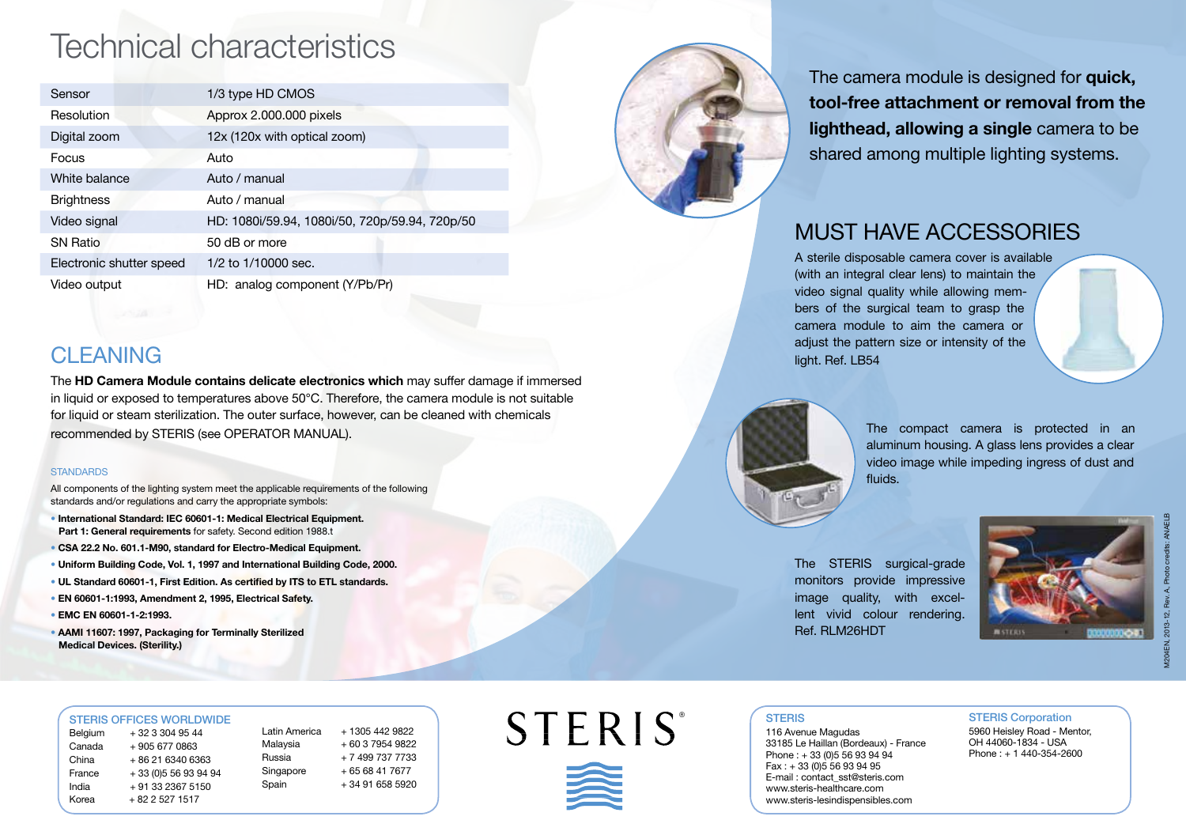# Technical characteristics

| | |
|---|---|
| Sensor | 1/3 type HD CMOS |
| Resolution | Approx 2.000.000 pixels |
| Digital zoom | 12x (120x with optical zoom) |
| Focus | Auto |
| White balance | Auto / manual |
| Brightness | Auto / manual |
| Video signal | HD: 1080i/59.94, 1080i/50, 720p/59.94, 720p/50 |
| SN Ratio | 50 dB or more |
| Electronic shutter speed | 1/2 to 1/10000 sec. |
| Video output | HD: analog component (Y/Pb/Pr) |

## CLEANING

The **HD Camera Module contains delicate electronics which** may suffer damage if immersed in liquid or exposed to temperatures above 50°C. Therefore, the camera module is not suitable for liquid or steam sterilization. The outer surface, however, can be cleaned with chemicals recommended by STERIS (see OPERATOR MANUAL).

### STANDARDS

All components of the lighting system meet the applicable requirements of the following standards and/or regulations and carry the appropriate symbols:

- **International Standard: IEC 60601-1: Medical Electrical Equipment. Part 1: General requirements** for safety. Second edition 1988.t
- **CSA 22.2 No. 601.1-M90, standard for Electro-Medical Equipment.**
- **Uniform Building Code, Vol. 1, 1997 and International Building Code, 2000.**
- **UL Standard 60601-1, First Edition. As certified by ITS to ETL standards.**
- **EN 60601-1:1993, Amendment 2, 1995, Electrical Safety.**
- **EMC EN 60601-1-2:1993.**
- **AAMI 11607: 1997, Packaging for Terminally Sterilized Medical Devices. (Sterility.)**

The camera module is designed for **quick, tool-free attachment or removal from the lighthead, allowing a single** camera to be shared among multiple lighting systems.

## MUST HAVE ACCESSORIES

A sterile disposable camera cover is available (with an integral clear lens) to maintain the video signal quality while allowing members of the surgical team to grasp the camera module to aim the camera or adjust the pattern size or intensity of the light. Ref. LB54

The compact camera is protected in an aluminum housing. A glass lens provides a clear video image while impeding ingress of dust and fluids.

The STERIS surgical-grade monitors provide impressive image quality, with excellent vivid colour rendering. Ref. RLM26HDT

M204EN, 2013-12, Rev. A, Photo credits: ANAELB

### STERIS OFFICES WORLDWIDE

| | | | |
|---|---|---|---|
| Belgium | + 32 3 304 95 44 | Latin America | + 1305 442 9822 |
| Canada | + 905 677 0863 | Malaysia | + 60 3 7954 9822 |
| China | + 86 21 6340 6363 | Russia | + 7 499 737 7733 |
| France | + 33 (0)5 56 93 94 94 | Singapore | + 65 68 41 7677 |
| India | + 91 33 2367 5150 | Spain | + 34 91 658 5920 |
| Korea | + 82 2 527 1517 | | |

STERIS®

### STERIS

116 Avenue Magudas
33185 Le Haillan (Bordeaux) - France
Phone : + 33 (0)5 56 93 94 94
Fax : + 33 (0)5 56 93 94 95
E-mail : contact_sst@steris.com
www.steris-healthcare.com
www.steris-lesindispensibles.com

### STERIS Corporation

5960 Heisley Road - Mentor,
OH 44060-1834 - USA
Phone : + 1 440-354-2600